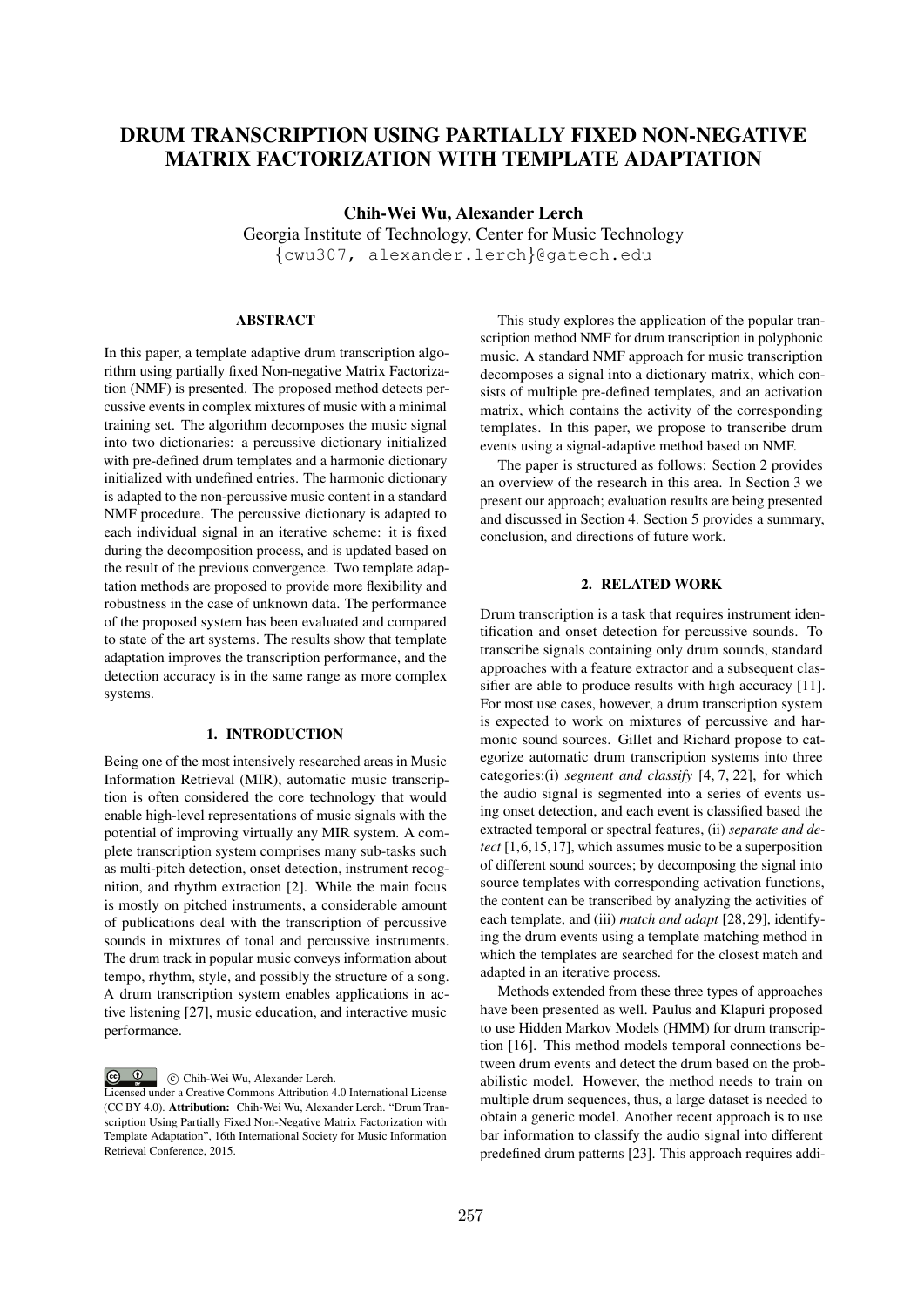# DRUM TRANSCRIPTION USING PARTIALLY FIXED NON-NEGATIVE MATRIX FACTORIZATION WITH TEMPLATE ADAPTATION

**Chih-Wei Wu, Alexander Lerch**

Georgia Institute of Technology, Center for Music Technology

{cwu307, alexander.lerch}@gatech.edu

## ABSTRACT

In this paper, a template adaptive drum transcription algorithm using partially fixed Non-negative Matrix Factorization (NMF) is presented. The proposed method detects percussive events in complex mixtures of music with a minimal training set. The algorithm decomposes the music signal into two dictionaries: a percussive dictionary initialized with pre-defined drum templates and a harmonic dictionary initialized with undefined entries. The harmonic dictionary is adapted to the non-percussive music content in a standard NMF procedure. The percussive dictionary is adapted to each individual signal in an iterative scheme: it is fixed during the decomposition process, and is updated based on the result of the previous convergence. Two template adaptation methods are proposed to provide more flexibility and robustness in the case of unknown data. The performance of the proposed system has been evaluated and compared to state of the art systems. The results show that template adaptation improves the transcription performance, and the detection accuracy is in the same range as more complex systems.

## 1. INTRODUCTION

Being one of the most intensively researched areas in Music Information Retrieval (MIR), automatic music transcription is often considered the core technology that would enable high-level representations of music signals with the potential of improving virtually any MIR system. A complete transcription system comprises many sub-tasks such as multi-pitch detection, onset detection, instrument recognition, and rhythm extraction [2]. While the main focus is mostly on pitched instruments, a considerable amount of publications deal with the transcription of percussive sounds in mixtures of tonal and percussive instruments. The drum track in popular music conveys information about tempo, rhythm, style, and possibly the structure of a song. A drum transcription system enables applications in active listening [27], music education, and interactive music performance.

© Chih-Wei Wu, Alexander Lerch. Licensed under a Creative Commons Attribution 4.0 International License (CC BY 4.0). **Attribution:** Chih-Wei Wu, Alexander Lerch. "Drum Transcription Using Partially Fixed Non-Negative Matrix Factorization with Template Adaptation", 16th International Society for Music Information Retrieval Conference, 2015.

This study explores the application of the popular transcription method NMF for drum transcription in polyphonic music. A standard NMF approach for music transcription decomposes a signal into a dictionary matrix, which consists of multiple pre-defined templates, and an activation matrix, which contains the activity of the corresponding templates. In this paper, we propose to transcribe drum events using a signal-adaptive method based on NMF.

The paper is structured as follows: Section 2 provides an overview of the research in this area. In Section 3 we present our approach; evaluation results are being presented and discussed in Section 4. Section 5 provides a summary, conclusion, and directions of future work.

## 2. RELATED WORK

Drum transcription is a task that requires instrument identification and onset detection for percussive sounds. To transcribe signals containing only drum sounds, standard approaches with a feature extractor and a subsequent classifier are able to produce results with high accuracy [11]. For most use cases, however, a drum transcription system is expected to work on mixtures of percussive and harmonic sound sources. Gillet and Richard propose to categorize automatic drum transcription systems into three categories:(i) *segment and classify* [4, 7, 22], for which the audio signal is segmented into a series of events using onset detection, and each event is classified based the extracted temporal or spectral features, (ii) *separate and detect* [1,6,15,17], which assumes music to be a superposition of different sound sources; by decomposing the signal into source templates with corresponding activation functions, the content can be transcribed by analyzing the activities of each template, and (iii) *match and adapt* [28, 29], identifying the drum events using a template matching method in which the templates are searched for the closest match and adapted in an iterative process.

Methods extended from these three types of approaches have been presented as well. Paulus and Klapuri proposed to use Hidden Markov Models (HMM) for drum transcription [16]. This method models temporal connections between drum events and detect the drum based on the probabilistic model. However, the method needs to train on multiple drum sequences, thus, a large dataset is needed to obtain a generic model. Another recent approach is to use bar information to classify the audio signal into different predefined drum patterns [23]. This approach requires addi-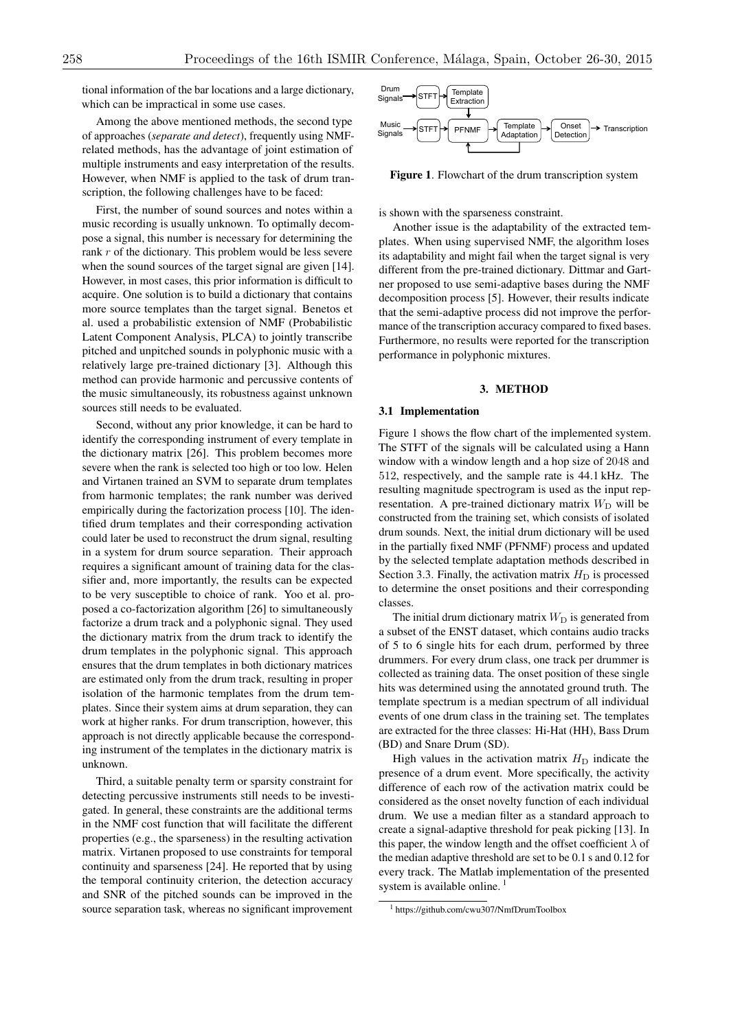tional information of the bar locations and a large dictionary, which can be impractical in some use cases.

Among the above mentioned methods, the second type of approaches (*separate and detect*), frequently using NMF-related methods, has the advantage of joint estimation of multiple instruments and easy interpretation of the results. However, when NMF is applied to the task of drum transcription, the following challenges have to be faced:

First, the number of sound sources and notes within a music recording is usually unknown. To optimally decompose a signal, this number is necessary for determining the rank $r$ of the dictionary. This problem would be less severe when the sound sources of the target signal are given [14]. However, in most cases, this prior information is difficult to acquire. One solution is to build a dictionary that contains more source templates than the target signal. Benetos et al. used a probabilistic extension of NMF (Probabilistic Latent Component Analysis, PLCA) to jointly transcribe pitched and unpitched sounds in polyphonic music with a relatively large pre-trained dictionary [3]. Although this method can provide harmonic and percussive contents of the music simultaneously, its robustness against unknown sources still needs to be evaluated.

Second, without any prior knowledge, it can be hard to identify the corresponding instrument of every template in the dictionary matrix [26]. This problem becomes more severe when the rank is selected too high or too low. Helen and Virtanen trained an SVM to separate drum templates from harmonic templates; the rank number was derived empirically during the factorization process [10]. The identified drum templates and their corresponding activation could later be used to reconstruct the drum signal, resulting in a system for drum source separation. Their approach requires a significant amount of training data for the classifier and, more importantly, the results can be expected to be very susceptible to choice of rank. Yoo et al. proposed a co-factorization algorithm [26] to simultaneously factorize a drum track and a polyphonic signal. They used the dictionary matrix from the drum track to identify the drum templates in the polyphonic signal. This approach ensures that the drum templates in both dictionary matrices are estimated only from the drum track, resulting in proper isolation of the harmonic templates from the drum templates. Since their system aims at drum separation, they can work at higher ranks. For drum transcription, however, this approach is not directly applicable because the corresponding instrument of the templates in the dictionary matrix is unknown.

Third, a suitable penalty term or sparsity constraint for detecting percussive instruments still needs to be investigated. In general, these constraints are the additional terms in the NMF cost function that will facilitate the different properties (e.g., the sparseness) in the resulting activation matrix. Virtanen proposed to use constraints for temporal continuity and sparseness [24]. He reported that by using the temporal continuity criterion, the detection accuracy and SNR of the pitched sounds can be improved in the source separation task, whereas no significant improvement is shown with the sparseness constraint.

Another issue is the adaptability of the extracted templates. When using supervised NMF, the algorithm loses its adaptability and might fail when the target signal is very different from the pre-trained dictionary. Dittmar and Gartner proposed to use semi-adaptive bases during the NMF decomposition process [5]. However, their results indicate that the semi-adaptive process did not improve the performance of the transcription accuracy compared to fixed bases. Furthermore, no results were reported for the transcription performance in polyphonic mixtures.

**Figure 1**. Flowchart of the drum transcription system

## 3. METHOD

### 3.1 Implementation

Figure 1 shows the flow chart of the implemented system. The STFT of the signals will be calculated using a Hann window with a window length and a hop size of 2048 and 512, respectively, and the sample rate is 44.1 kHz. The resulting magnitude spectrogram is used as the input representation. A pre-trained dictionary matrix $W_{\mathrm{D}}$ will be constructed from the training set, which consists of isolated drum sounds. Next, the initial drum dictionary will be used in the partially fixed NMF (PFNMF) process and updated by the selected template adaptation methods described in Section 3.3. Finally, the activation matrix $H_{\mathrm{D}}$ is processed to determine the onset positions and their corresponding classes.

The initial drum dictionary matrix $W_{\mathrm{D}}$ is generated from a subset of the ENST dataset, which contains audio tracks of 5 to 6 single hits for each drum, performed by three drummers. For every drum class, one track per drummer is collected as training data. The onset position of these single hits was determined using the annotated ground truth. The template spectrum is a median spectrum of all individual events of one drum class in the training set. The templates are extracted for the three classes: Hi-Hat (HH), Bass Drum (BD) and Snare Drum (SD).

High values in the activation matrix $H_{\mathrm{D}}$ indicate the presence of a drum event. More specifically, the activity difference of each row of the activation matrix could be considered as the onset novelty function of each individual drum. We use a median filter as a standard approach to create a signal-adaptive threshold for peak picking [13]. In this paper, the window length and the offset coefficient $\lambda$ of the median adaptive threshold are set to be 0.1 s and 0.12 for every track. The Matlab implementation of the presented system is available online. [1]

[1] https://github.com/cwu307/NmfDrumToolbox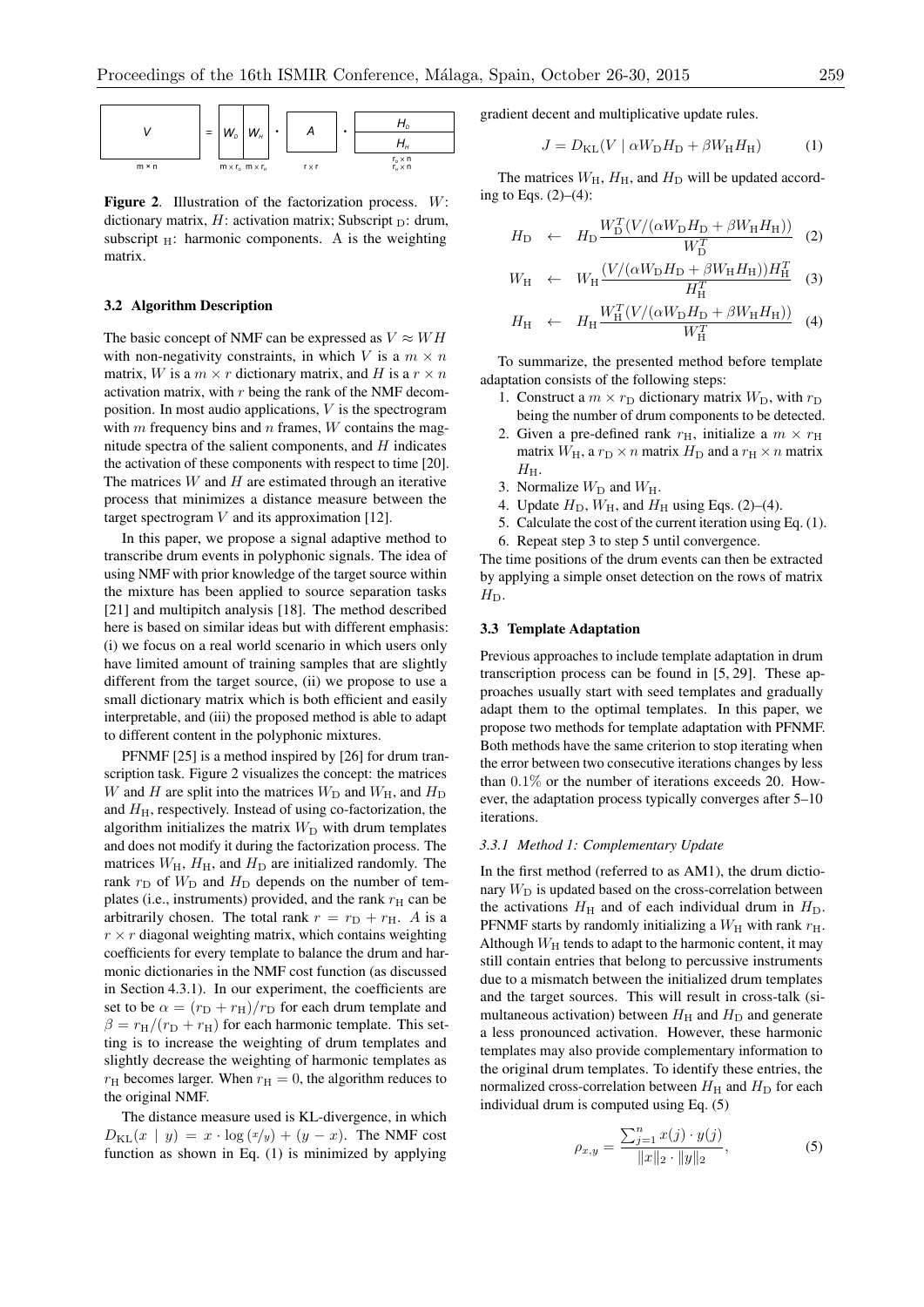Figure 2. Illustration of the factorization process. $W$: dictionary matrix, $H$: activation matrix; Subscript $_\mathrm{D}$: drum, subscript $_\mathrm{H}$: harmonic components. A is the weighting matrix.

### 3.2 Algorithm Description

The basic concept of NMF can be expressed as $V \approx WH$ with non-negativity constraints, in which $V$ is a $m \times n$ matrix, $W$ is a $m \times r$ dictionary matrix, and $H$ is a $r \times n$ activation matrix, with $r$ being the rank of the NMF decomposition. In most audio applications, $V$ is the spectrogram with $m$ frequency bins and $n$ frames, $W$ contains the magnitude spectra of the salient components, and $H$ indicates the activation of these components with respect to time [20]. The matrices $W$ and $H$ are estimated through an iterative process that minimizes a distance measure between the target spectrogram $V$ and its approximation [12].

In this paper, we propose a signal adaptive method to transcribe drum events in polyphonic signals. The idea of using NMF with prior knowledge of the target source within the mixture has been applied to source separation tasks [21] and multipitch analysis [18]. The method described here is based on similar ideas but with different emphasis: (i) we focus on a real world scenario in which users only have limited amount of training samples that are slightly different from the target source, (ii) we propose to use a small dictionary matrix which is both efficient and easily interpretable, and (iii) the proposed method is able to adapt to different content in the polyphonic mixtures.

PFNMF [25] is a method inspired by [26] for drum transcription task. Figure 2 visualizes the concept: the matrices $W$ and $H$ are split into the matrices $W_\mathrm{D}$ and $W_\mathrm{H}$, and $H_\mathrm{D}$ and $H_\mathrm{H}$, respectively. Instead of using co-factorization, the algorithm initializes the matrix $W_\mathrm{D}$ with drum templates and does not modify it during the factorization process. The matrices $W_\mathrm{H}$, $H_\mathrm{H}$, and $H_\mathrm{D}$ are initialized randomly. The rank $r_\mathrm{D}$ of $W_\mathrm{D}$ and $H_\mathrm{D}$ depends on the number of templates (i.e., instruments) provided, and the rank $r_\mathrm{H}$ can be arbitrarily chosen. The total rank $r = r_\mathrm{D} + r_\mathrm{H}$. $A$ is a $r \times r$ diagonal weighting matrix, which contains weighting coefficients for every template to balance the drum and harmonic dictionaries in the NMF cost function (as discussed in Section 4.3.1). In our experiment, the coefficients are set to be $\alpha = (r_\mathrm{D} + r_\mathrm{H})/r_\mathrm{D}$ for each drum template and $\beta = r_\mathrm{H}/(r_\mathrm{D} + r_\mathrm{H})$ for each harmonic template. This setting is to increase the weighting of drum templates and slightly decrease the weighting of harmonic templates as $r_\mathrm{H}$ becomes larger. When $r_\mathrm{H} = 0$, the algorithm reduces to the original NMF.

The distance measure used is KL-divergence, in which $D_\mathrm{KL}(x \mid y) = x \cdot \log(x/y) + (y - x)$. The NMF cost function as shown in Eq. (1) is minimized by applying gradient decent and multiplicative update rules.

$$J = D_\mathrm{KL}(V \mid \alpha W_\mathrm{D} H_\mathrm{D} + \beta W_\mathrm{H} H_\mathrm{H}) \tag{1}$$

The matrices $W_\mathrm{H}$, $H_\mathrm{H}$, and $H_\mathrm{D}$ will be updated according to Eqs. (2)–(4):

$$H_\mathrm{D} \leftarrow H_\mathrm{D} \frac{W_\mathrm{D}^T (V / (\alpha W_\mathrm{D} H_\mathrm{D} + \beta W_\mathrm{H} H_\mathrm{H}))}{W_\mathrm{D}^T} \tag{2}$$

$$W_\mathrm{H} \leftarrow W_\mathrm{H} \frac{(V / (\alpha W_\mathrm{D} H_\mathrm{D} + \beta W_\mathrm{H} H_\mathrm{H})) H_\mathrm{H}^T}{H_\mathrm{H}^T} \tag{3}$$

$$H_\mathrm{H} \leftarrow H_\mathrm{H} \frac{W_\mathrm{H}^T (V / (\alpha W_\mathrm{D} H_\mathrm{D} + \beta W_\mathrm{H} H_\mathrm{H}))}{W_\mathrm{H}^T} \tag{4}$$

To summarize, the presented method before template adaptation consists of the following steps:

1. Construct a $m \times r_\mathrm{D}$ dictionary matrix $W_\mathrm{D}$, with $r_\mathrm{D}$ being the number of drum components to be detected.
2. Given a pre-defined rank $r_\mathrm{H}$, initialize a $m \times r_\mathrm{H}$ matrix $W_\mathrm{H}$, a $r_\mathrm{D} \times n$ matrix $H_\mathrm{D}$ and a $r_\mathrm{H} \times n$ matrix $H_\mathrm{H}$.
3. Normalize $W_\mathrm{D}$ and $W_\mathrm{H}$.
4. Update $H_\mathrm{D}$, $W_\mathrm{H}$, and $H_\mathrm{H}$ using Eqs. (2)–(4).
5. Calculate the cost of the current iteration using Eq. (1).
6. Repeat step 3 to step 5 until convergence.

The time positions of the drum events can then be extracted by applying a simple onset detection on the rows of matrix $H_\mathrm{D}$.

### 3.3 Template Adaptation

Previous approaches to include template adaptation in drum transcription process can be found in [5, 29]. These approaches usually start with seed templates and gradually adapt them to the optimal templates. In this paper, we propose two methods for template adaptation with PFNMF. Both methods have the same criterion to stop iterating when the error between two consecutive iterations changes by less than 0.1% or the number of iterations exceeds 20. However, the adaptation process typically converges after 5–10 iterations.

#### 3.3.1 Method 1: Complementary Update

In the first method (referred to as AM1), the drum dictionary $W_\mathrm{D}$ is updated based on the cross-correlation between the activations $H_\mathrm{H}$ and of each individual drum in $H_\mathrm{D}$. PFNMF starts by randomly initializing a $W_\mathrm{H}$ with rank $r_\mathrm{H}$. Although $W_\mathrm{H}$ tends to adapt to the harmonic content, it may still contain entries that belong to percussive instruments due to a mismatch between the initialized drum templates and the target sources. This will result in cross-talk (simultaneous activation) between $H_\mathrm{H}$ and $H_\mathrm{D}$ and generate a less pronounced activation. However, these harmonic templates may also provide complementary information to the original drum templates. To identify these entries, the normalized cross-correlation between $H_\mathrm{H}$ and $H_\mathrm{D}$ for each individual drum is computed using Eq. (5)

$$\rho_{x,y} = \frac{\sum_{j=1}^{n} x(j) \cdot y(j)}{\|x\|_2 \cdot \|y\|_2}, \tag{5}$$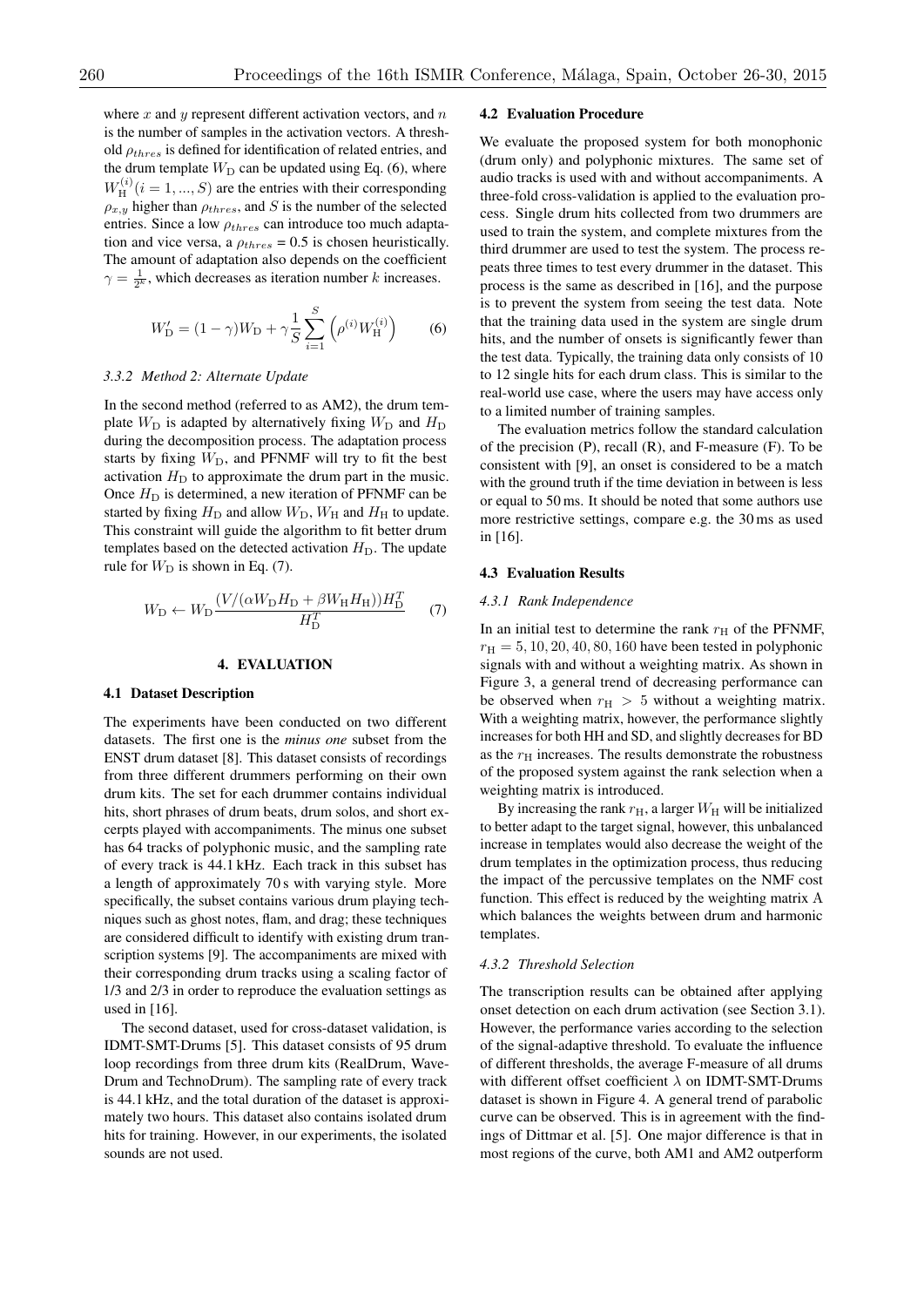where $x$ and $y$ represent different activation vectors, and $n$ is the number of samples in the activation vectors. A threshold $\rho_{thres}$ is defined for identification of related entries, and the drum template $W_{\text{D}}$ can be updated using Eq. (6), where $W_{\text{H}}^{(i)}(i = 1, ..., S)$ are the entries with their corresponding $\rho_{x,y}$ higher than $\rho_{thres}$, and $S$ is the number of the selected entries. Since a low $\rho_{thres}$ can introduce too much adaptation and vice versa, a $\rho_{thres}$ = 0.5 is chosen heuristically. The amount of adaptation also depends on the coefficient $\gamma = \frac{1}{2^k}$, which decreases as iteration number $k$ increases.

$$W'_{\text{D}} = (1 - \gamma)W_{\text{D}} + \gamma \frac{1}{S} \sum_{i=1}^{S} \left( \rho^{(i)} W_{\text{H}}^{(i)} \right) \quad (6)$$

#### 3.3.2 Method 2: Alternate Update

In the second method (referred to as AM2), the drum template $W_{\text{D}}$ is adapted by alternatively fixing $W_{\text{D}}$ and $H_{\text{D}}$ during the decomposition process. The adaptation process starts by fixing $W_{\text{D}}$, and PFNMF will try to fit the best activation $H_{\text{D}}$ to approximate the drum part in the music. Once $H_{\text{D}}$ is determined, a new iteration of PFNMF can be started by fixing $H_{\text{D}}$ and allow $W_{\text{D}}$, $W_{\text{H}}$ and $H_{\text{H}}$ to update. This constraint will guide the algorithm to fit better drum templates based on the detected activation $H_{\text{D}}$. The update rule for $W_{\text{D}}$ is shown in Eq. (7).

$$W_{\text{D}} \leftarrow W_{\text{D}} \frac{(V/(\alpha W_{\text{D}} H_{\text{D}} + \beta W_{\text{H}} H_{\text{H}})) H_{\text{D}}^T}{H_{\text{D}}^T} \quad (7)$$

## 4. EVALUATION

### 4.1 Dataset Description

The experiments have been conducted on two different datasets. The first one is the *minus one* subset from the ENST drum dataset [8]. This dataset consists of recordings from three different drummers performing on their own drum kits. The set for each drummer contains individual hits, short phrases of drum beats, drum solos, and short excerpts played with accompaniments. The minus one subset has 64 tracks of polyphonic music, and the sampling rate of every track is 44.1 kHz. Each track in this subset has a length of approximately 70 s with varying style. More specifically, the subset contains various drum playing techniques such as ghost notes, flam, and drag; these techniques are considered difficult to identify with existing drum transcription systems [9]. The accompaniments are mixed with their corresponding drum tracks using a scaling factor of 1/3 and 2/3 in order to reproduce the evaluation settings as used in [16].

The second dataset, used for cross-dataset validation, is IDMT-SMT-Drums [5]. This dataset consists of 95 drum loop recordings from three drum kits (RealDrum, WaveDrum and TechnoDrum). The sampling rate of every track is 44.1 kHz, and the total duration of the dataset is approximately two hours. This dataset also contains isolated drum hits for training. However, in our experiments, the isolated sounds are not used.

### 4.2 Evaluation Procedure

We evaluate the proposed system for both monophonic (drum only) and polyphonic mixtures. The same set of audio tracks is used with and without accompaniments. A three-fold cross-validation is applied to the evaluation process. Single drum hits collected from two drummers are used to train the system, and complete mixtures from the third drummer are used to test the system. The process repeats three times to test every drummer in the dataset. This process is the same as described in [16], and the purpose is to prevent the system from seeing the test data. Note that the training data used in the system are single drum hits, and the number of onsets is significantly fewer than the test data. Typically, the training data only consists of 10 to 12 single hits for each drum class. This is similar to the real-world use case, where the users may have access only to a limited number of training samples.

The evaluation metrics follow the standard calculation of the precision (P), recall (R), and F-measure (F). To be consistent with [9], an onset is considered to be a match with the ground truth if the time deviation in between is less or equal to 50 ms. It should be noted that some authors use more restrictive settings, compare e.g. the 30 ms as used in [16].

### 4.3 Evaluation Results

#### 4.3.1 Rank Independence

In an initial test to determine the rank $r_{\text{H}}$ of the PFNMF, $r_{\text{H}} = 5, 10, 20, 40, 80, 160$ have been tested in polyphonic signals with and without a weighting matrix. As shown in Figure 3, a general trend of decreasing performance can be observed when $r_{\text{H}} > 5$ without a weighting matrix. With a weighting matrix, however, the performance slightly increases for both HH and SD, and slightly decreases for BD as the $r_{\text{H}}$ increases. The results demonstrate the robustness of the proposed system against the rank selection when a weighting matrix is introduced.

By increasing the rank $r_{\text{H}}$, a larger $W_{\text{H}}$ will be initialized to better adapt to the target signal, however, this unbalanced increase in templates would also decrease the weight of the drum templates in the optimization process, thus reducing the impact of the percussive templates on the NMF cost function. This effect is reduced by the weighting matrix A which balances the weights between drum and harmonic templates.

#### 4.3.2 Threshold Selection

The transcription results can be obtained after applying onset detection on each drum activation (see Section 3.1). However, the performance varies according to the selection of the signal-adaptive threshold. To evaluate the influence of different thresholds, the average F-measure of all drums with different offset coefficient $\lambda$ on IDMT-SMT-Drums dataset is shown in Figure 4. A general trend of parabolic curve can be observed. This is in agreement with the findings of Dittmar et al. [5]. One major difference is that in most regions of the curve, both AM1 and AM2 outperform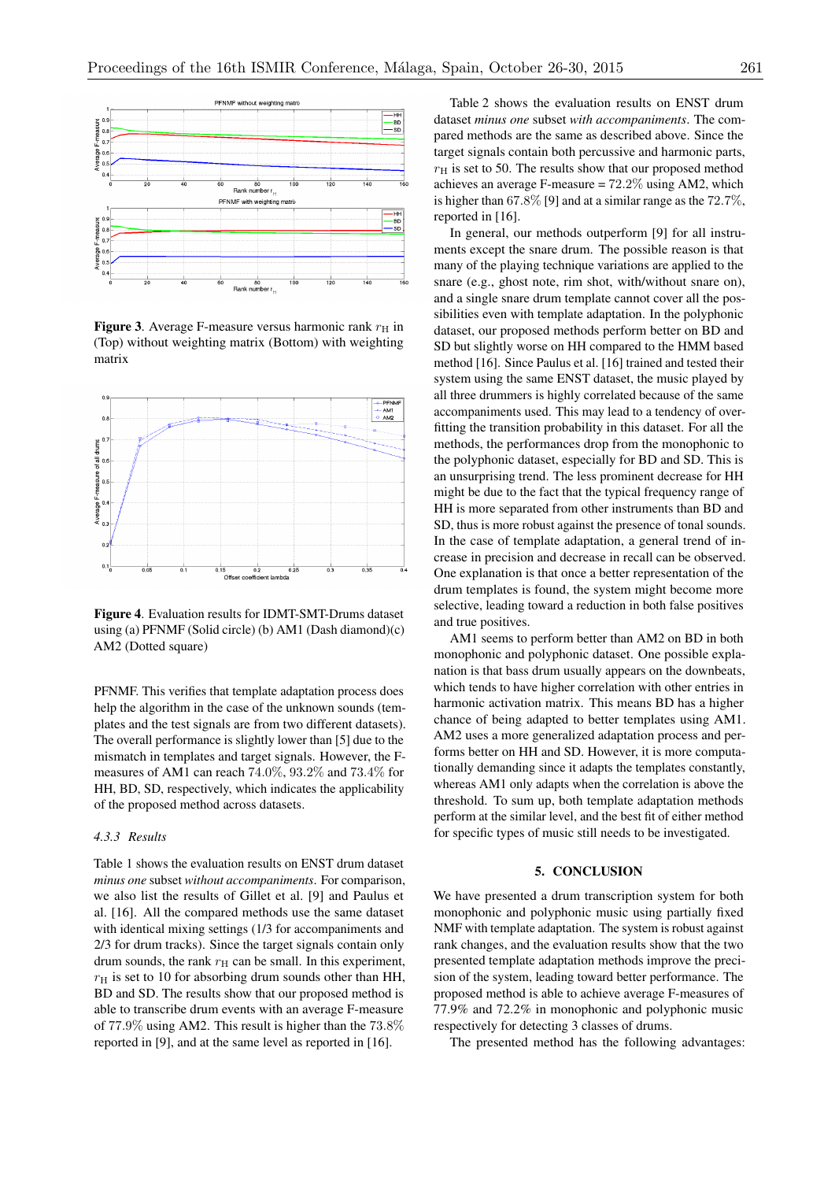**Figure 3**. Average F-measure versus harmonic rank $r_{\mathrm{H}}$ in (Top) without weighting matrix (Bottom) with weighting matrix

**Figure 4**. Evaluation results for IDMT-SMT-Drums dataset using (a) PFNMF (Solid circle) (b) AM1 (Dash diamond)(c) AM2 (Dotted square)

PFNMF. This verifies that template adaptation process does help the algorithm in the case of the unknown sounds (templates and the test signals are from two different datasets). The overall performance is slightly lower than [5] due to the mismatch in templates and target signals. However, the F-measures of AM1 can reach 74.0%, 93.2% and 73.4% for HH, BD, SD, respectively, which indicates the applicability of the proposed method across datasets.

#### 4.3.3 Results

Table 1 shows the evaluation results on ENST drum dataset *minus one* subset *without accompaniments*. For comparison, we also list the results of Gillet et al. [9] and Paulus et al. [16]. All the compared methods use the same dataset with identical mixing settings (1/3 for accompaniments and 2/3 for drum tracks). Since the target signals contain only drum sounds, the rank $r_{\mathrm{H}}$ can be small. In this experiment, $r_{\mathrm{H}}$ is set to 10 for absorbing drum sounds other than HH, BD and SD. The results show that our proposed method is able to transcribe drum events with an average F-measure of 77.9% using AM2. This result is higher than the 73.8% reported in [9], and at the same level as reported in [16].

Table 2 shows the evaluation results on ENST drum dataset *minus one* subset *with accompaniments*. The compared methods are the same as described above. Since the target signals contain both percussive and harmonic parts, $r_{\mathrm{H}}$ is set to 50. The results show that our proposed method achieves an average F-measure = 72.2% using AM2, which is higher than 67.8% [9] and at a similar range as the 72.7%, reported in [16].

In general, our methods outperform [9] for all instruments except the snare drum. The possible reason is that many of the playing technique variations are applied to the snare (e.g., ghost note, rim shot, with/without snare on), and a single snare drum template cannot cover all the possibilities even with template adaptation. In the polyphonic dataset, our proposed methods perform better on BD and SD but slightly worse on HH compared to the HMM based method [16]. Since Paulus et al. [16] trained and tested their system using the same ENST dataset, the music played by all three drummers is highly correlated because of the same accompaniments used. This may lead to a tendency of overfitting the transition probability in this dataset. For all the methods, the performances drop from the monophonic to the polyphonic dataset, especially for BD and SD. This is an unsurprising trend. The less prominent decrease for HH might be due to the fact that the typical frequency range of HH is more separated from other instruments than BD and SD, thus is more robust against the presence of tonal sounds. In the case of template adaptation, a general trend of increase in precision and decrease in recall can be observed. One explanation is that once a better representation of the drum templates is found, the system might become more selective, leading toward a reduction in both false positives and true positives.

AM1 seems to perform better than AM2 on BD in both monophonic and polyphonic dataset. One possible explanation is that bass drum usually appears on the downbeats, which tends to have higher correlation with other entries in harmonic activation matrix. This means BD has a higher chance of being adapted to better templates using AM1. AM2 uses a more generalized adaptation process and performs better on HH and SD. However, it is more computationally demanding since it adapts the templates constantly, whereas AM1 only adapts when the correlation is above the threshold. To sum up, both template adaptation methods perform at the similar level, and the best fit of either method for specific types of music still needs to be investigated.

## 5. CONCLUSION

We have presented a drum transcription system for both monophonic and polyphonic music using partially fixed NMF with template adaptation. The system is robust against rank changes, and the evaluation results show that the two presented template adaptation methods improve the precision of the system, leading toward better performance. The proposed method is able to achieve average F-measures of 77.9% and 72.2% in monophonic and polyphonic music respectively for detecting 3 classes of drums.

The presented method has the following advantages: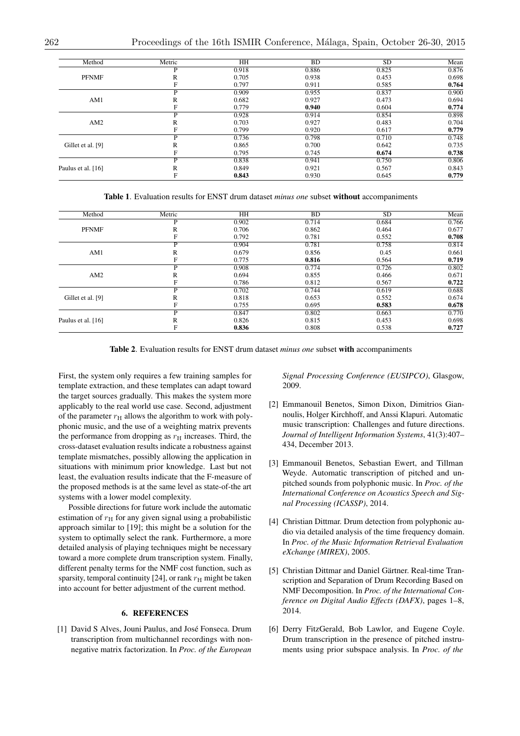| Method | Metric | HH | BD | SD | Mean |
|---|---|---|---|---|---|
| PFNMF | P | 0.918 | 0.886 | 0.825 | 0.876 |
| | R | 0.705 | 0.938 | 0.453 | 0.698 |
| | F | 0.797 | 0.911 | 0.585 | **0.764** |
| AM1 | P | 0.909 | 0.955 | 0.837 | 0.900 |
| | R | 0.682 | 0.927 | 0.473 | 0.694 |
| | F | 0.779 | **0.940** | 0.604 | **0.774** |
| AM2 | P | 0.928 | 0.914 | 0.854 | 0.898 |
| | R | 0.703 | 0.927 | 0.483 | 0.704 |
| | F | 0.799 | 0.920 | 0.617 | **0.779** |
| Gillet et al. [9] | P | 0.736 | 0.798 | 0.710 | 0.748 |
| | R | 0.865 | 0.700 | 0.642 | 0.735 |
| | F | 0.795 | 0.745 | **0.674** | **0.738** |
| Paulus et al. [16] | P | 0.838 | 0.941 | 0.750 | 0.806 |
| | R | 0.849 | 0.921 | 0.567 | 0.843 |
| | F | **0.843** | 0.930 | 0.645 | **0.779** |

**Table 1**. Evaluation results for ENST drum dataset *minus one* subset **without** accompaniments

| Method | Metric | HH | BD | SD | Mean |
|---|---|---|---|---|---|
| PFNMF | P | 0.902 | 0.714 | 0.684 | 0.766 |
| | R | 0.706 | 0.862 | 0.464 | 0.677 |
| | F | 0.792 | 0.781 | 0.552 | **0.708** |
| AM1 | P | 0.904 | 0.781 | 0.758 | 0.814 |
| | R | 0.679 | 0.856 | 0.45 | 0.661 |
| | F | 0.775 | **0.816** | 0.564 | **0.719** |
| AM2 | P | 0.908 | 0.774 | 0.726 | 0.802 |
| | R | 0.694 | 0.855 | 0.466 | 0.671 |
| | F | 0.786 | 0.812 | 0.567 | **0.722** |
| Gillet et al. [9] | P | 0.702 | 0.744 | 0.619 | 0.688 |
| | R | 0.818 | 0.653 | 0.552 | 0.674 |
| | F | 0.755 | 0.695 | **0.583** | **0.678** |
| Paulus et al. [16] | P | 0.847 | 0.802 | 0.663 | 0.770 |
| | R | 0.826 | 0.815 | 0.453 | 0.698 |
| | F | **0.836** | 0.808 | 0.538 | **0.727** |

**Table 2**. Evaluation results for ENST drum dataset *minus one* subset **with** accompaniments

First, the system only requires a few training samples for template extraction, and these templates can adapt toward the target sources gradually. This makes the system more applicably to the real world use case. Second, adjustment of the parameter $r_{\mathrm{H}}$ allows the algorithm to work with polyphonic music, and the use of a weighting matrix prevents the performance from dropping as $r_{\mathrm{H}}$ increases. Third, the cross-dataset evaluation results indicate a robustness against template mismatches, possibly allowing the application in situations with minimum prior knowledge. Last but not least, the evaluation results indicate that the F-measure of the proposed methods is at the same level as state-of-the art systems with a lower model complexity.

Possible directions for future work include the automatic estimation of $r_{\mathrm{H}}$ for any given signal using a probabilistic approach similar to [19]; this might be a solution for the system to optimally select the rank. Furthermore, a more detailed analysis of playing techniques might be necessary toward a more complete drum transcription system. Finally, different penalty terms for the NMF cost function, such as sparsity, temporal continuity [24], or rank $r_{\mathrm{H}}$ might be taken into account for better adjustment of the current method.

## 6. REFERENCES

[1] David S Alves, Jouni Paulus, and José Fonseca. Drum transcription from multichannel recordings with non-negative matrix factorization. In *Proc. of the European Signal Processing Conference (EUSIPCO)*, Glasgow, 2009.

[2] Emmanouil Benetos, Simon Dixon, Dimitrios Giannoulis, Holger Kirchhoff, and Anssi Klapuri. Automatic music transcription: Challenges and future directions. *Journal of Intelligent Information Systems*, 41(3):407–434, December 2013.

[3] Emmanouil Benetos, Sebastian Ewert, and Tillman Weyde. Automatic transcription of pitched and unpitched sounds from polyphonic music. In *Proc. of the International Conference on Acoustics Speech and Signal Processing (ICASSP)*, 2014.

[4] Christian Dittmar. Drum detection from polyphonic audio via detailed analysis of the time frequency domain. In *Proc. of the Music Information Retrieval Evaluation eXchange (MIREX)*, 2005.

[5] Christian Dittmar and Daniel Gärtner. Real-time Transcription and Separation of Drum Recording Based on NMF Decomposition. In *Proc. of the International Conference on Digital Audio Effects (DAFX)*, pages 1–8, 2014.

[6] Derry FitzGerald, Bob Lawlor, and Eugene Coyle. Drum transcription in the presence of pitched instruments using prior subspace analysis. In *Proc. of the*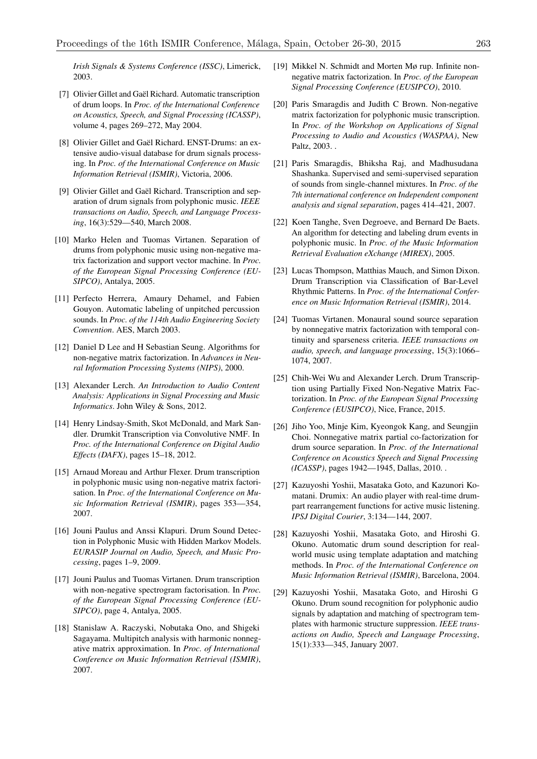*Irish Signals & Systems Conference (ISSC)*, Limerick, 2003.

[7] Olivier Gillet and Gaël Richard. Automatic transcription of drum loops. In *Proc. of the International Conference on Acoustics, Speech, and Signal Processing (ICASSP)*, volume 4, pages 269–272, May 2004.

[8] Olivier Gillet and Gaël Richard. ENST-Drums: an extensive audio-visual database for drum signals processing. In *Proc. of the International Conference on Music Information Retrieval (ISMIR)*, Victoria, 2006.

[9] Olivier Gillet and Gaël Richard. Transcription and separation of drum signals from polyphonic music. *IEEE transactions on Audio, Speech, and Language Processing*, 16(3):529—540, March 2008.

[10] Marko Helen and Tuomas Virtanen. Separation of drums from polyphonic music using non-negative matrix factorization and support vector machine. In *Proc. of the European Signal Processing Conference (EUSIPCO)*, Antalya, 2005.

[11] Perfecto Herrera, Amaury Dehamel, and Fabien Gouyon. Automatic labeling of unpitched percussion sounds. In *Proc. of the 114th Audio Engineering Society Convention*. AES, March 2003.

[12] Daniel D Lee and H Sebastian Seung. Algorithms for non-negative matrix factorization. In *Advances in Neural Information Processing Systems (NIPS)*, 2000.

[13] Alexander Lerch. *An Introduction to Audio Content Analysis: Applications in Signal Processing and Music Informatics*. John Wiley & Sons, 2012.

[14] Henry Lindsay-Smith, Skot McDonald, and Mark Sandler. Drumkit Transcription via Convolutive NMF. In *Proc. of the International Conference on Digital Audio Effects (DAFX)*, pages 15–18, 2012.

[15] Arnaud Moreau and Arthur Flexer. Drum transcription in polyphonic music using non-negative matrix factorisation. In *Proc. of the International Conference on Music Information Retrieval (ISMIR)*, pages 353—354, 2007.

[16] Jouni Paulus and Anssi Klapuri. Drum Sound Detection in Polyphonic Music with Hidden Markov Models. *EURASIP Journal on Audio, Speech, and Music Processing*, pages 1–9, 2009.

[17] Jouni Paulus and Tuomas Virtanen. Drum transcription with non-negative spectrogram factorisation. In *Proc. of the European Signal Processing Conference (EUSIPCO)*, page 4, Antalya, 2005.

[18] Stanislaw A. Raczyski, Nobutaka Ono, and Shigeki Sagayama. Multipitch analysis with harmonic nonnegative matrix approximation. In *Proc. of International Conference on Music Information Retrieval (ISMIR)*, 2007.

[19] Mikkel N. Schmidt and Morten Mø rup. Infinite nonnegative matrix factorization. In *Proc. of the European Signal Processing Conference (EUSIPCO)*, 2010.

[20] Paris Smaragdis and Judith C Brown. Non-negative matrix factorization for polyphonic music transcription. In *Proc. of the Workshop on Applications of Signal Processing to Audio and Acoustics (WASPAA)*, New Paltz, 2003. .

[21] Paris Smaragdis, Bhiksha Raj, and Madhusudana Shashanka. Supervised and semi-supervised separation of sounds from single-channel mixtures. In *Proc. of the 7th international conference on Independent component analysis and signal separation*, pages 414–421, 2007.

[22] Koen Tanghe, Sven Degroeve, and Bernard De Baets. An algorithm for detecting and labeling drum events in polyphonic music. In *Proc. of the Music Information Retrieval Evaluation eXchange (MIREX)*, 2005.

[23] Lucas Thompson, Matthias Mauch, and Simon Dixon. Drum Transcription via Classification of Bar-Level Rhythmic Patterns. In *Proc. of the International Conference on Music Information Retrieval (ISMIR)*, 2014.

[24] Tuomas Virtanen. Monaural sound source separation by nonnegative matrix factorization with temporal continuity and sparseness criteria. *IEEE transactions on audio, speech, and language processing*, 15(3):1066–1074, 2007.

[25] Chih-Wei Wu and Alexander Lerch. Drum Transcription using Partially Fixed Non-Negative Matrix Factorization. In *Proc. of the European Signal Processing Conference (EUSIPCO)*, Nice, France, 2015.

[26] Jiho Yoo, Minje Kim, Kyeongok Kang, and Seungjin Choi. Nonnegative matrix partial co-factorization for drum source separation. In *Proc. of the International Conference on Acoustics Speech and Signal Processing (ICASSP)*, pages 1942—1945, Dallas, 2010. .

[27] Kazuyoshi Yoshii, Masataka Goto, and Kazunori Komatani. Drumix: An audio player with real-time drum-part rearrangement functions for active music listening. *IPSJ Digital Courier*, 3:134—144, 2007.

[28] Kazuyoshi Yoshii, Masataka Goto, and Hiroshi G. Okuno. Automatic drum sound description for real-world music using template adaptation and matching methods. In *Proc. of the International Conference on Music Information Retrieval (ISMIR)*, Barcelona, 2004.

[29] Kazuyoshi Yoshii, Masataka Goto, and Hiroshi G Okuno. Drum sound recognition for polyphonic audio signals by adaptation and matching of spectrogram templates with harmonic structure suppression. *IEEE transactions on Audio, Speech and Language Processing*, 15(1):333—345, January 2007.